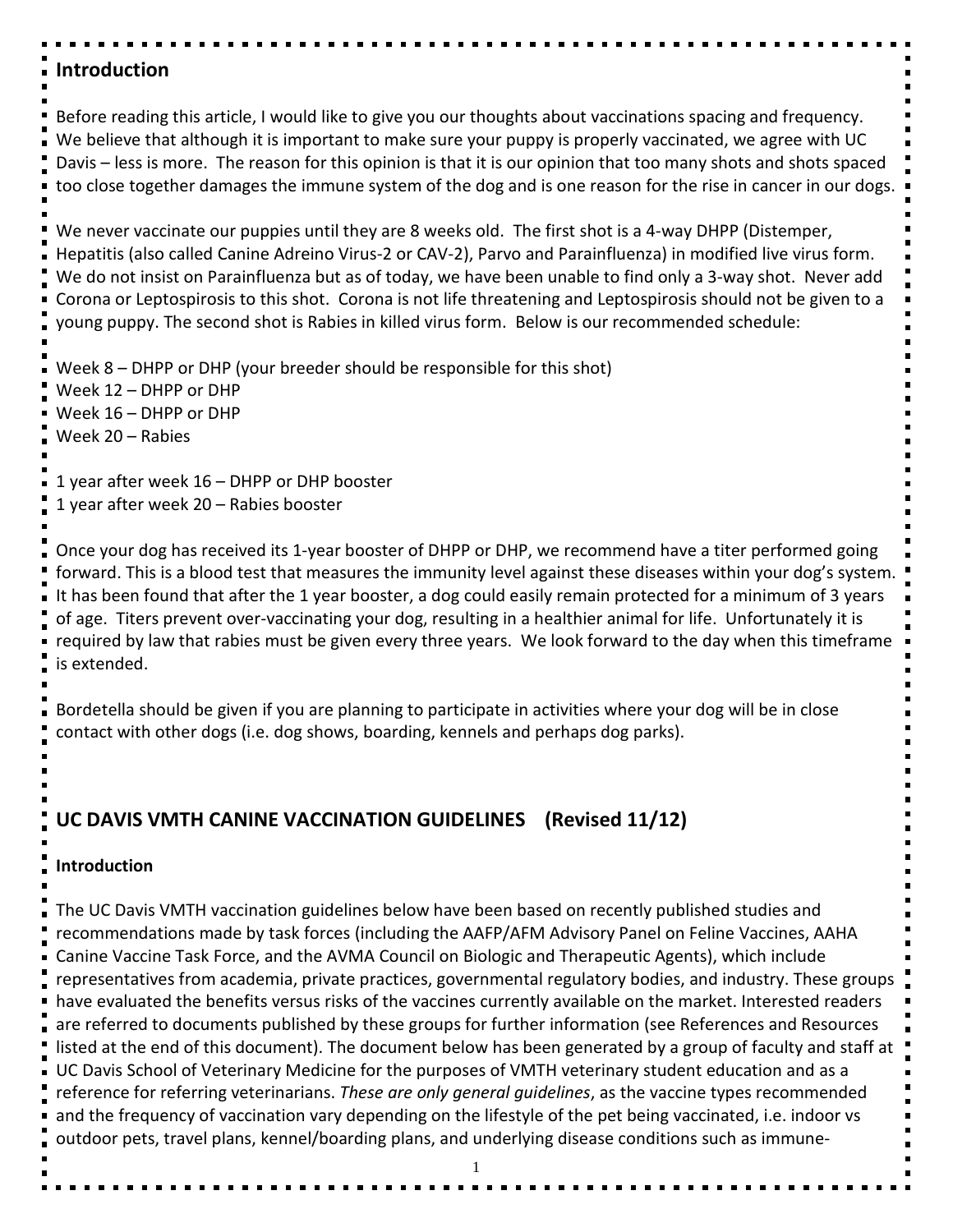## Introduction

Before reading this article, I would like to give you our thoughts about vaccinations spacing and frequency. We believe that although it is important to make sure your puppy is properly vaccinated, we agree with UC Davis – less is more. The reason for this opinion is that it is our opinion that too many shots and shots spaced too close together damages the immune system of the dog and is one reason for the rise in cancer in our dogs.

We never vaccinate our puppies until they are 8 weeks old. The first shot is a 4-way DHPP (Distemper, Hepatitis (also called Canine Adreino Virus-2 or CAV-2), Parvo and Parainfluenza) in modified live virus form. We do not insist on Parainfluenza but as of today, we have been unable to find only a 3-way shot. Never add Corona or Leptospirosis to this shot. Corona is not life threatening and Leptospirosis should not be given to a young puppy. The second shot is Rabies in killed virus form. Below is our recommended schedule:

Week 8 – DHPP or DHP (your breeder should be responsible for this shot)
Week 12 – DHPP or DHP
Week 16 – DHPP or DHP
Week 20 – Rabies

1 year after week 16 – DHPP or DHP booster
1 year after week 20 – Rabies booster

Once your dog has received its 1-year booster of DHPP or DHP, we recommend have a titer performed going forward. This is a blood test that measures the immunity level against these diseases within your dog's system. It has been found that after the 1 year booster, a dog could easily remain protected for a minimum of 3 years of age. Titers prevent over-vaccinating your dog, resulting in a healthier animal for life. Unfortunately it is required by law that rabies must be given every three years. We look forward to the day when this timeframe is extended.

Bordetella should be given if you are planning to participate in activities where your dog will be in close contact with other dogs (i.e. dog shows, boarding, kennels and perhaps dog parks).

## UC DAVIS VMTH CANINE VACCINATION GUIDELINES (Revised 11/12)

### Introduction

The UC Davis VMTH vaccination guidelines below have been based on recently published studies and recommendations made by task forces (including the AAFP/AFM Advisory Panel on Feline Vaccines, AAHA Canine Vaccine Task Force, and the AVMA Council on Biologic and Therapeutic Agents), which include representatives from academia, private practices, governmental regulatory bodies, and industry. These groups have evaluated the benefits versus risks of the vaccines currently available on the market. Interested readers are referred to documents published by these groups for further information (see References and Resources listed at the end of this document). The document below has been generated by a group of faculty and staff at UC Davis School of Veterinary Medicine for the purposes of VMTH veterinary student education and as a reference for referring veterinarians. *These are only general guidelines*, as the vaccine types recommended and the frequency of vaccination vary depending on the lifestyle of the pet being vaccinated, i.e. indoor vs outdoor pets, travel plans, kennel/boarding plans, and underlying disease conditions such as immune-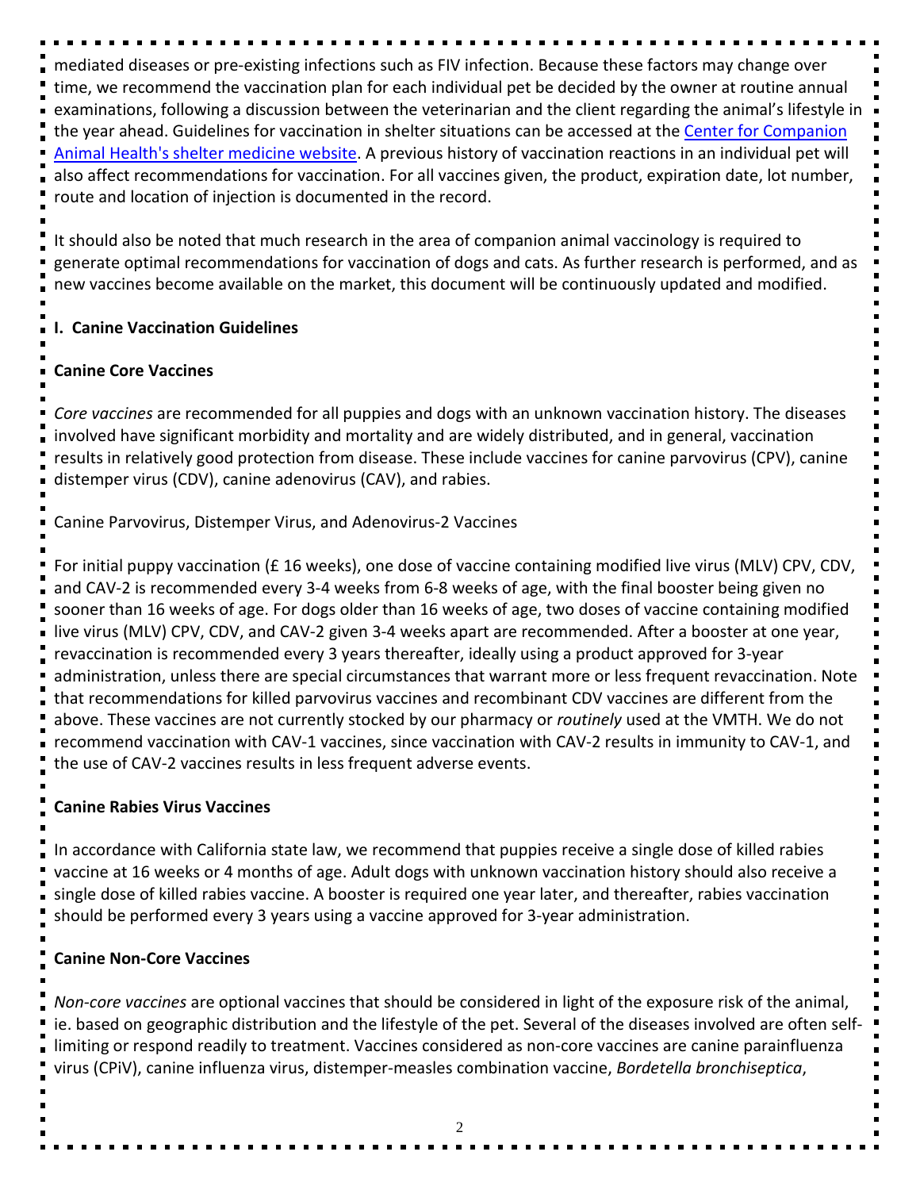mediated diseases or pre-existing infections such as FIV infection. Because these factors may change over time, we recommend the vaccination plan for each individual pet be decided by the owner at routine annual examinations, following a discussion between the veterinarian and the client regarding the animal's lifestyle in the year ahead. Guidelines for vaccination in shelter situations can be accessed at the Center for Companion Animal Health's shelter medicine website. A previous history of vaccination reactions in an individual pet will also affect recommendations for vaccination. For all vaccines given, the product, expiration date, lot number, route and location of injection is documented in the record.

It should also be noted that much research in the area of companion animal vaccinology is required to generate optimal recommendations for vaccination of dogs and cats. As further research is performed, and as new vaccines become available on the market, this document will be continuously updated and modified.

## I. Canine Vaccination Guidelines

### Canine Core Vaccines

*Core vaccines* are recommended for all puppies and dogs with an unknown vaccination history. The diseases involved have significant morbidity and mortality and are widely distributed, and in general, vaccination results in relatively good protection from disease. These include vaccines for canine parvovirus (CPV), canine distemper virus (CDV), canine adenovirus (CAV), and rabies.

Canine Parvovirus, Distemper Virus, and Adenovirus-2 Vaccines

For initial puppy vaccination (£ 16 weeks), one dose of vaccine containing modified live virus (MLV) CPV, CDV, and CAV-2 is recommended every 3-4 weeks from 6-8 weeks of age, with the final booster being given no sooner than 16 weeks of age. For dogs older than 16 weeks of age, two doses of vaccine containing modified live virus (MLV) CPV, CDV, and CAV-2 given 3-4 weeks apart are recommended. After a booster at one year, revaccination is recommended every 3 years thereafter, ideally using a product approved for 3-year administration, unless there are special circumstances that warrant more or less frequent revaccination. Note that recommendations for killed parvovirus vaccines and recombinant CDV vaccines are different from the above. These vaccines are not currently stocked by our pharmacy or *routinely* used at the VMTH. We do not recommend vaccination with CAV-1 vaccines, since vaccination with CAV-2 results in immunity to CAV-1, and the use of CAV-2 vaccines results in less frequent adverse events.

### Canine Rabies Virus Vaccines

In accordance with California state law, we recommend that puppies receive a single dose of killed rabies vaccine at 16 weeks or 4 months of age. Adult dogs with unknown vaccination history should also receive a single dose of killed rabies vaccine. A booster is required one year later, and thereafter, rabies vaccination should be performed every 3 years using a vaccine approved for 3-year administration.

### Canine Non-Core Vaccines

*Non-core vaccines* are optional vaccines that should be considered in light of the exposure risk of the animal, ie. based on geographic distribution and the lifestyle of the pet. Several of the diseases involved are often self-limiting or respond readily to treatment. Vaccines considered as non-core vaccines are canine parainfluenza virus (CPiV), canine influenza virus, distemper-measles combination vaccine, *Bordetella bronchiseptica*,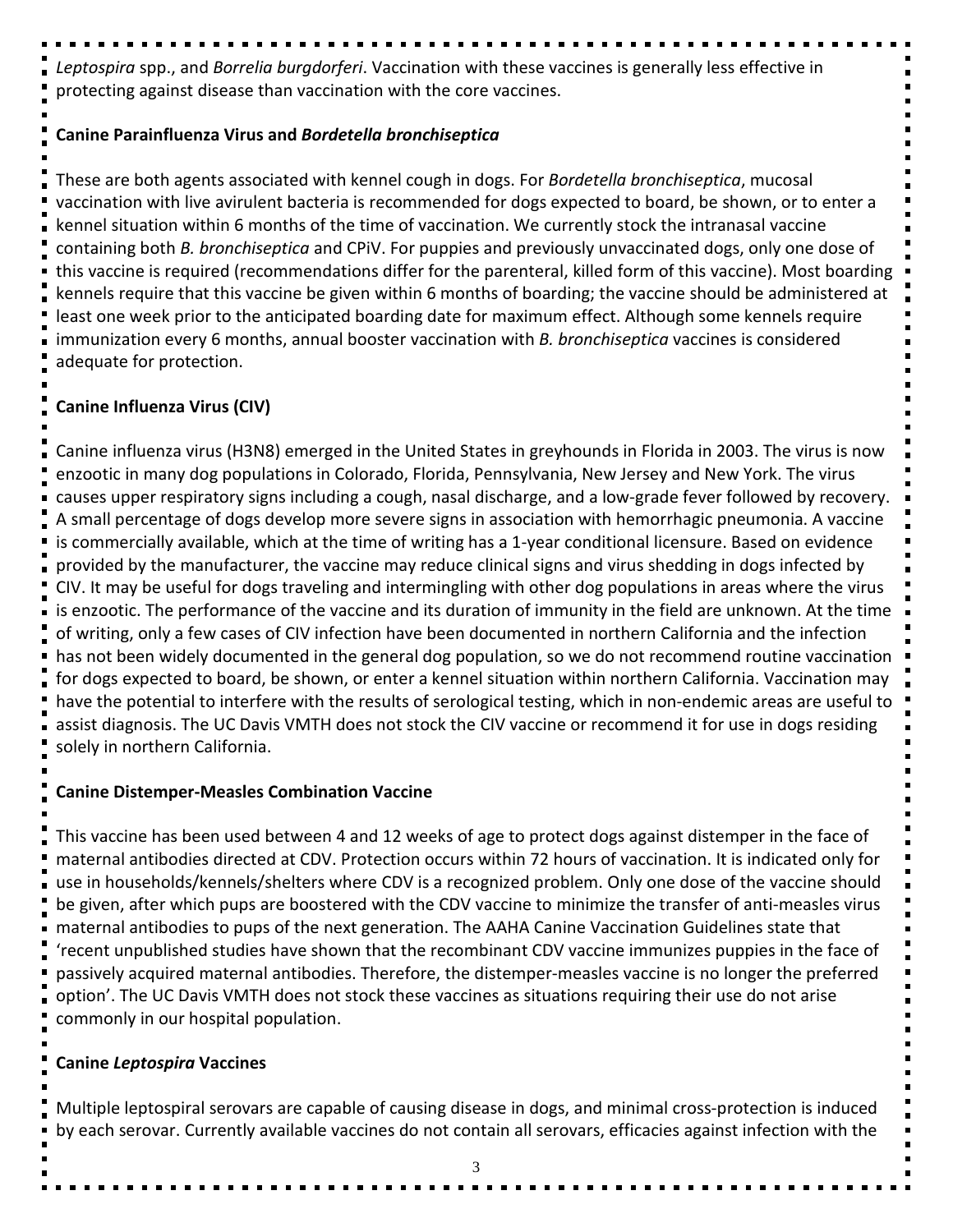*Leptospira* spp., and *Borrelia burgdorferi*. Vaccination with these vaccines is generally less effective in protecting against disease than vaccination with the core vaccines.

**Canine Parainfluenza Virus and *Bordetella bronchiseptica***

These are both agents associated with kennel cough in dogs. For *Bordetella bronchiseptica*, mucosal vaccination with live avirulent bacteria is recommended for dogs expected to board, be shown, or to enter a kennel situation within 6 months of the time of vaccination. We currently stock the intranasal vaccine containing both *B. bronchiseptica* and CPiV. For puppies and previously unvaccinated dogs, only one dose of this vaccine is required (recommendations differ for the parenteral, killed form of this vaccine). Most boarding kennels require that this vaccine be given within 6 months of boarding; the vaccine should be administered at least one week prior to the anticipated boarding date for maximum effect. Although some kennels require immunization every 6 months, annual booster vaccination with *B. bronchiseptica* vaccines is considered adequate for protection.

**Canine Influenza Virus (CIV)**

Canine influenza virus (H3N8) emerged in the United States in greyhounds in Florida in 2003. The virus is now enzootic in many dog populations in Colorado, Florida, Pennsylvania, New Jersey and New York. The virus causes upper respiratory signs including a cough, nasal discharge, and a low-grade fever followed by recovery. A small percentage of dogs develop more severe signs in association with hemorrhagic pneumonia. A vaccine is commercially available, which at the time of writing has a 1-year conditional licensure. Based on evidence provided by the manufacturer, the vaccine may reduce clinical signs and virus shedding in dogs infected by CIV. It may be useful for dogs traveling and intermingling with other dog populations in areas where the virus is enzootic. The performance of the vaccine and its duration of immunity in the field are unknown. At the time of writing, only a few cases of CIV infection have been documented in northern California and the infection has not been widely documented in the general dog population, so we do not recommend routine vaccination for dogs expected to board, be shown, or enter a kennel situation within northern California. Vaccination may have the potential to interfere with the results of serological testing, which in non-endemic areas are useful to assist diagnosis. The UC Davis VMTH does not stock the CIV vaccine or recommend it for use in dogs residing solely in northern California.

**Canine Distemper-Measles Combination Vaccine**

This vaccine has been used between 4 and 12 weeks of age to protect dogs against distemper in the face of maternal antibodies directed at CDV. Protection occurs within 72 hours of vaccination. It is indicated only for use in households/kennels/shelters where CDV is a recognized problem. Only one dose of the vaccine should be given, after which pups are boostered with the CDV vaccine to minimize the transfer of anti-measles virus maternal antibodies to pups of the next generation. The AAHA Canine Vaccination Guidelines state that 'recent unpublished studies have shown that the recombinant CDV vaccine immunizes puppies in the face of passively acquired maternal antibodies. Therefore, the distemper-measles vaccine is no longer the preferred option'. The UC Davis VMTH does not stock these vaccines as situations requiring their use do not arise commonly in our hospital population.

**Canine *Leptospira* Vaccines**

Multiple leptospiral serovars are capable of causing disease in dogs, and minimal cross-protection is induced by each serovar. Currently available vaccines do not contain all serovars, efficacies against infection with the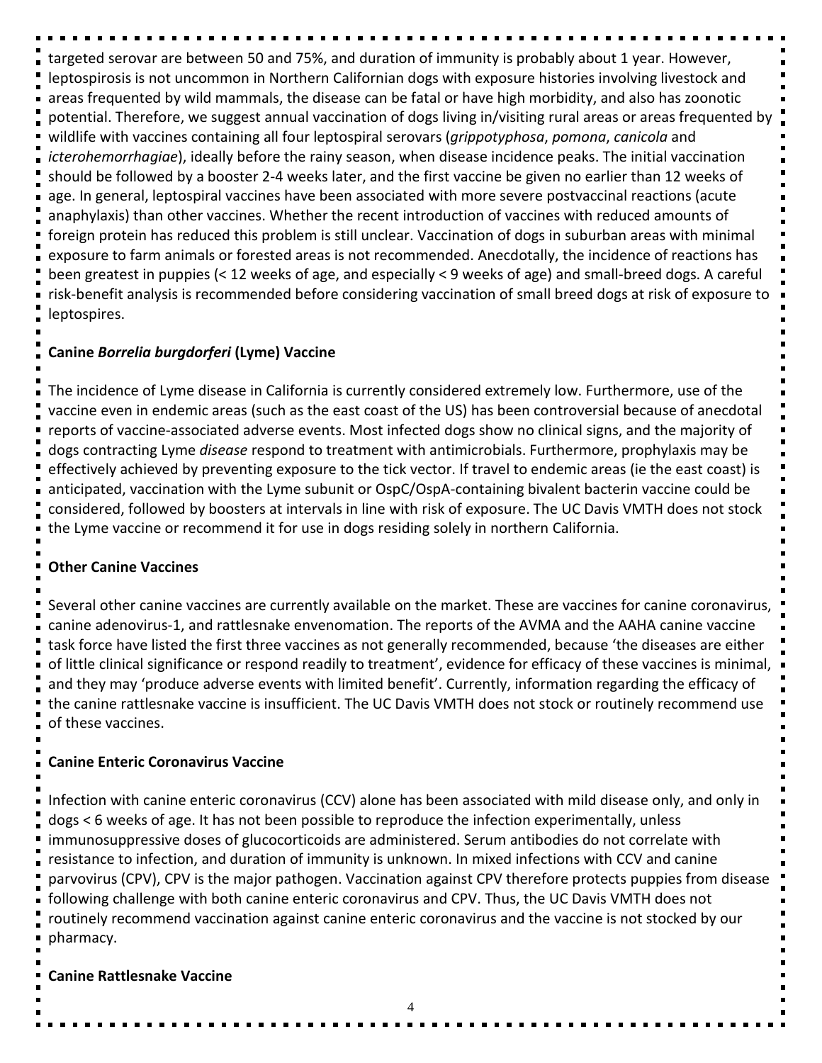targeted serovar are between 50 and 75%, and duration of immunity is probably about 1 year. However, leptospirosis is not uncommon in Northern Californian dogs with exposure histories involving livestock and areas frequented by wild mammals, the disease can be fatal or have high morbidity, and also has zoonotic potential. Therefore, we suggest annual vaccination of dogs living in/visiting rural areas or areas frequented by wildlife with vaccines containing all four leptospiral serovars (*grippotyphosa*, *pomona*, *canicola* and *icterohemorrhagiae*), ideally before the rainy season, when disease incidence peaks. The initial vaccination should be followed by a booster 2-4 weeks later, and the first vaccine be given no earlier than 12 weeks of age. In general, leptospiral vaccines have been associated with more severe postvaccinal reactions (acute anaphylaxis) than other vaccines. Whether the recent introduction of vaccines with reduced amounts of foreign protein has reduced this problem is still unclear. Vaccination of dogs in suburban areas with minimal exposure to farm animals or forested areas is not recommended. Anecdotally, the incidence of reactions has been greatest in puppies (< 12 weeks of age, and especially < 9 weeks of age) and small-breed dogs. A careful risk-benefit analysis is recommended before considering vaccination of small breed dogs at risk of exposure to leptospires.

**Canine *Borrelia burgdorferi* (Lyme) Vaccine**

The incidence of Lyme disease in California is currently considered extremely low. Furthermore, use of the vaccine even in endemic areas (such as the east coast of the US) has been controversial because of anecdotal reports of vaccine-associated adverse events. Most infected dogs show no clinical signs, and the majority of dogs contracting Lyme *disease* respond to treatment with antimicrobials. Furthermore, prophylaxis may be effectively achieved by preventing exposure to the tick vector. If travel to endemic areas (ie the east coast) is anticipated, vaccination with the Lyme subunit or OspC/OspA-containing bivalent bacterin vaccine could be considered, followed by boosters at intervals in line with risk of exposure. The UC Davis VMTH does not stock the Lyme vaccine or recommend it for use in dogs residing solely in northern California.

**Other Canine Vaccines**

Several other canine vaccines are currently available on the market. These are vaccines for canine coronavirus, canine adenovirus-1, and rattlesnake envenomation. The reports of the AVMA and the AAHA canine vaccine task force have listed the first three vaccines as not generally recommended, because 'the diseases are either of little clinical significance or respond readily to treatment', evidence for efficacy of these vaccines is minimal, and they may 'produce adverse events with limited benefit'. Currently, information regarding the efficacy of the canine rattlesnake vaccine is insufficient. The UC Davis VMTH does not stock or routinely recommend use of these vaccines.

**Canine Enteric Coronavirus Vaccine**

Infection with canine enteric coronavirus (CCV) alone has been associated with mild disease only, and only in dogs < 6 weeks of age. It has not been possible to reproduce the infection experimentally, unless immunosuppressive doses of glucocorticoids are administered. Serum antibodies do not correlate with resistance to infection, and duration of immunity is unknown. In mixed infections with CCV and canine parvovirus (CPV), CPV is the major pathogen. Vaccination against CPV therefore protects puppies from disease following challenge with both canine enteric coronavirus and CPV. Thus, the UC Davis VMTH does not routinely recommend vaccination against canine enteric coronavirus and the vaccine is not stocked by our pharmacy.

**Canine Rattlesnake Vaccine**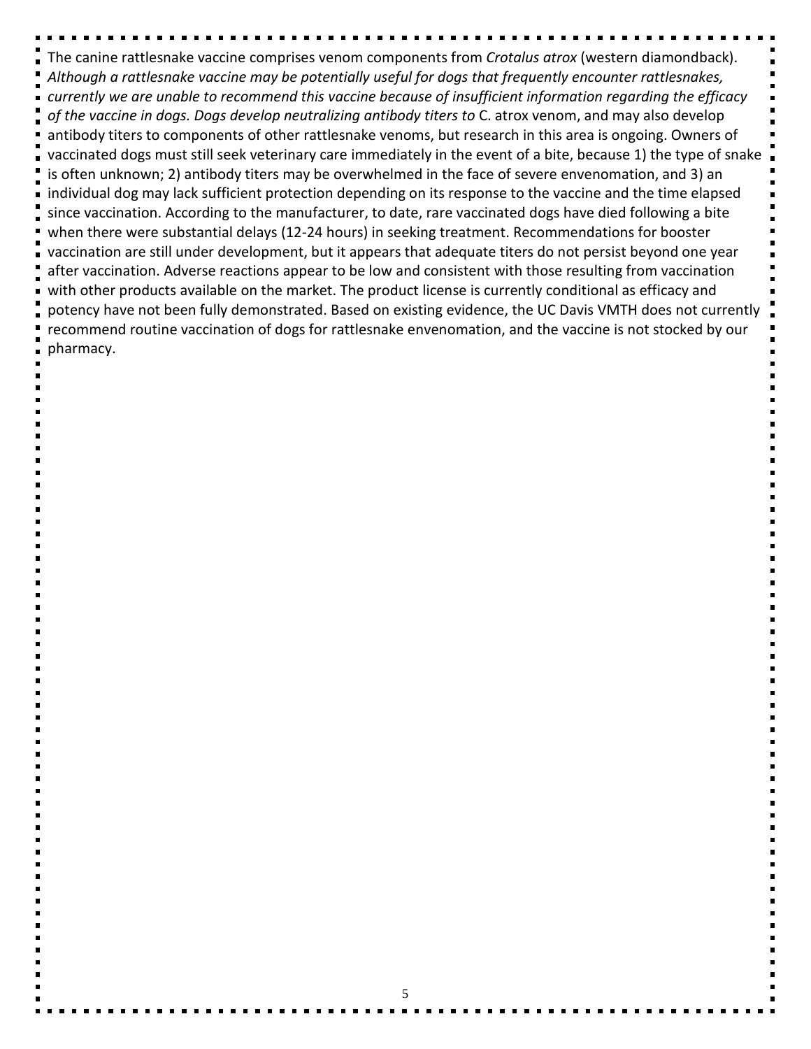The canine rattlesnake vaccine comprises venom components from *Crotalus atrox* (western diamondback). *Although a rattlesnake vaccine may be potentially useful for dogs that frequently encounter rattlesnakes, currently we are unable to recommend this vaccine because of insufficient information regarding the efficacy of the vaccine in dogs. Dogs develop neutralizing antibody titers to* C. atrox venom, and may also develop antibody titers to components of other rattlesnake venoms, but research in this area is ongoing. Owners of vaccinated dogs must still seek veterinary care immediately in the event of a bite, because 1) the type of snake is often unknown; 2) antibody titers may be overwhelmed in the face of severe envenomation, and 3) an individual dog may lack sufficient protection depending on its response to the vaccine and the time elapsed since vaccination. According to the manufacturer, to date, rare vaccinated dogs have died following a bite when there were substantial delays (12-24 hours) in seeking treatment. Recommendations for booster vaccination are still under development, but it appears that adequate titers do not persist beyond one year after vaccination. Adverse reactions appear to be low and consistent with those resulting from vaccination with other products available on the market. The product license is currently conditional as efficacy and potency have not been fully demonstrated. Based on existing evidence, the UC Davis VMTH does not currently recommend routine vaccination of dogs for rattlesnake envenomation, and the vaccine is not stocked by our pharmacy.